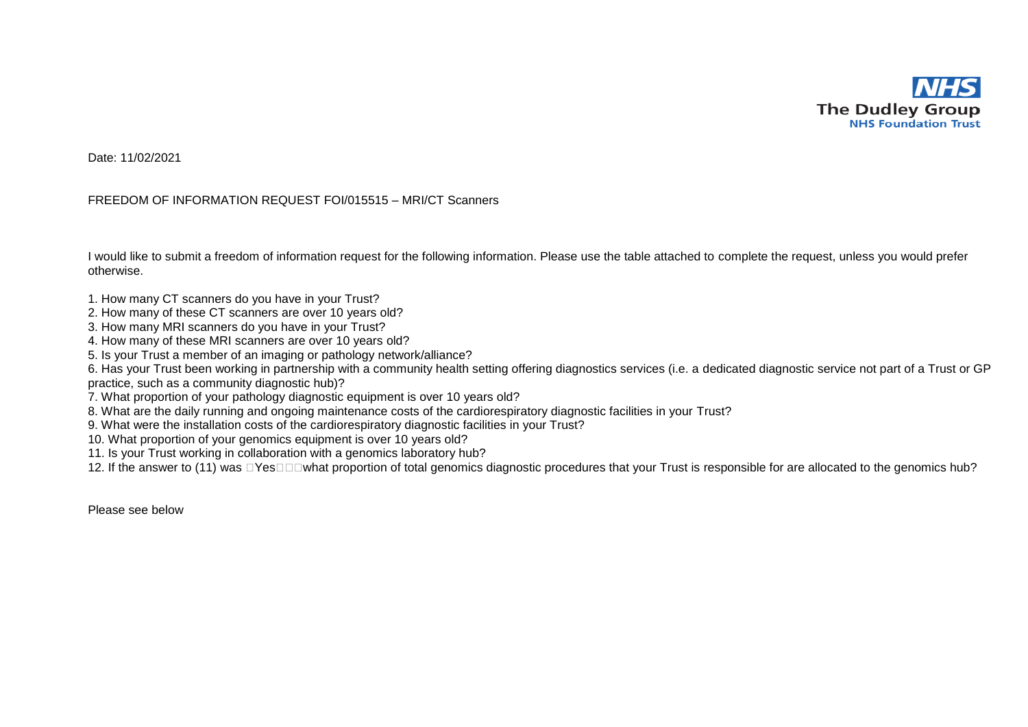NHS
The Dudley Group
NHS Foundation Trust

Date: 11/02/2021

FREEDOM OF INFORMATION REQUEST FOI/015515 – MRI/CT Scanners

I would like to submit a freedom of information request for the following information. Please use the table attached to complete the request, unless you would prefer otherwise.

1. How many CT scanners do you have in your Trust?
2. How many of these CT scanners are over 10 years old?
3. How many MRI scanners do you have in your Trust?
4. How many of these MRI scanners are over 10 years old?
5. Is your Trust a member of an imaging or pathology network/alliance?
6. Has your Trust been working in partnership with a community health setting offering diagnostics services (i.e. a dedicated diagnostic service not part of a Trust or GP practice, such as a community diagnostic hub)?
7. What proportion of your pathology diagnostic equipment is over 10 years old?
8. What are the daily running and ongoing maintenance costs of the cardiorespiratory diagnostic facilities in your Trust?
9. What were the installation costs of the cardiorespiratory diagnostic facilities in your Trust?
10. What proportion of your genomics equipment is over 10 years old?
11. Is your Trust working in collaboration with a genomics laboratory hub?
12. If the answer to (11) was Yes what proportion of total genomics diagnostic procedures that your Trust is responsible for are allocated to the genomics hub?

Please see below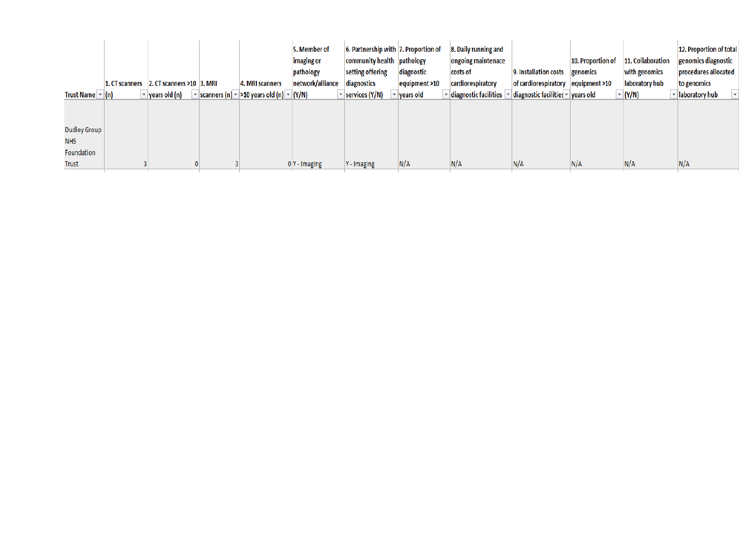| Trust Name | 1. CT scanners (n) | 2. CT scanners >10 years old (n) | 3. MRI scanners (n) | 4. MRI scanners >10 years old (n) | 5. Member of imaging or pathology network/alliance (Y/N) | 6. Partnership with community health setting offering diagnostics services (Y/N) | 7. Proportion of pathology diagnostic equipment >10 years old | 8. Daily running and ongoing maintenace costs of cardiorespiratory diagnostic facilities | 9. Installation costs of cardiorespiratory diagnostic facilities | 10. Proportion of genomics equipment >10 years old | 11. Collaboration with genomics laboratory hub (Y/N) | 12. Proportion of total genomics diagnostic procedures allocated to genomics laboratory hub |
|---|---|---|---|---|---|---|---|---|---|---|---|---|
| Dudley Group NHS Foundation Trust | 3 | 0 | 3 | 0 | Y - Imaging | Y - Imaging | N/A | N/A | N/A | N/A | N/A | N/A |